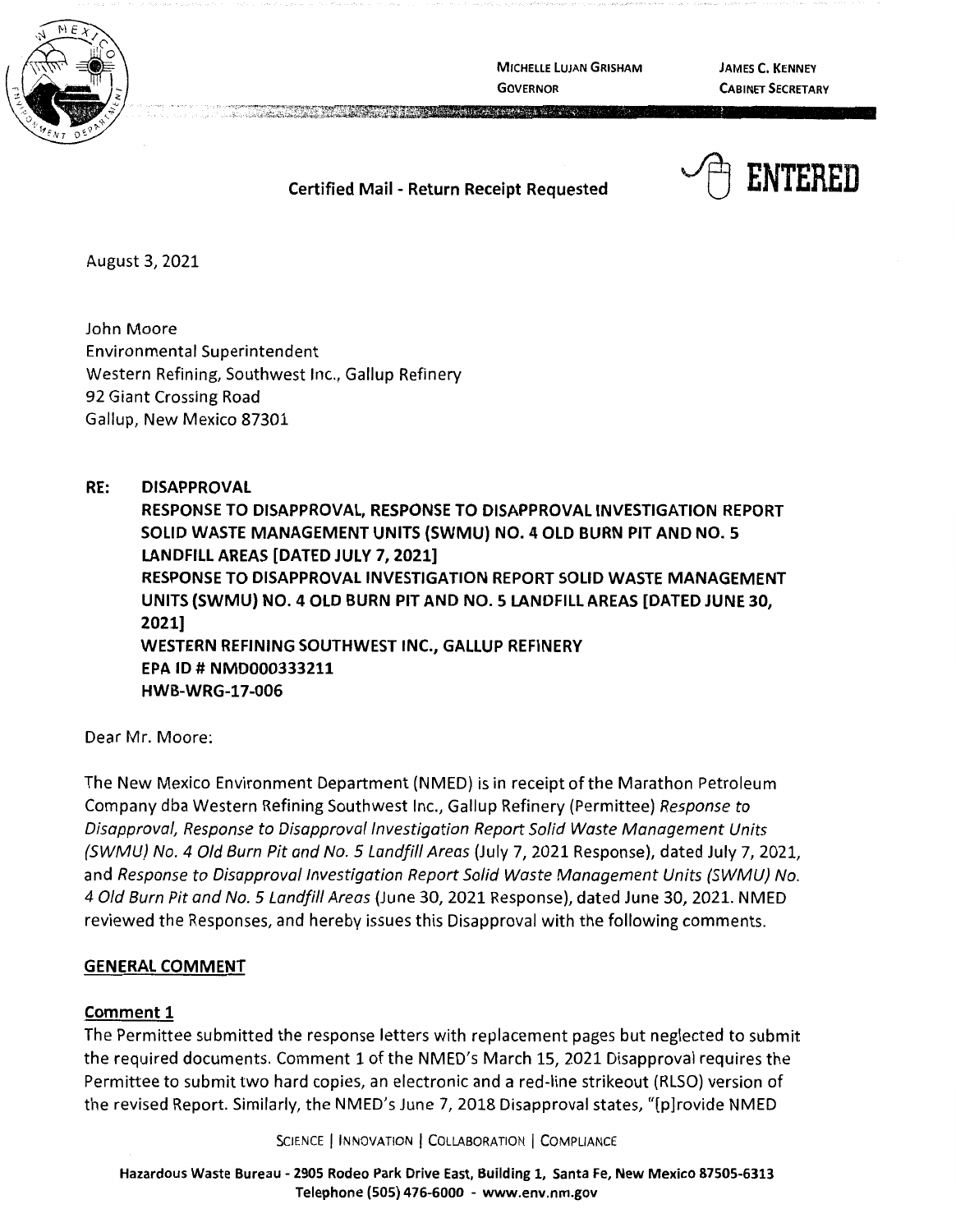MICHELLE LUJAN GRISHAM
GOVERNOR

JAMES C. KENNEY
CABINET SECRETARY

**Certified Mail - Return Receipt Requested**

ENTERED

August 3, 2021

John Moore
Environmental Superintendent
Western Refining, Southwest Inc., Gallup Refinery
92 Giant Crossing Road
Gallup, New Mexico 87301

**RE: DISAPPROVAL**
**RESPONSE TO DISAPPROVAL, RESPONSE TO DISAPPROVAL INVESTIGATION REPORT SOLID WASTE MANAGEMENT UNITS (SWMU) NO. 4 OLD BURN PIT AND NO. 5 LANDFILL AREAS [DATED JULY 7, 2021]**
**RESPONSE TO DISAPPROVAL INVESTIGATION REPORT SOLID WASTE MANAGEMENT UNITS (SWMU) NO. 4 OLD BURN PIT AND NO. 5 LANDFILL AREAS [DATED JUNE 30, 2021]**
**WESTERN REFINING SOUTHWEST INC., GALLUP REFINERY**
**EPA ID # NMD000333211**
**HWB-WRG-17-006**

Dear Mr. Moore:

The New Mexico Environment Department (NMED) is in receipt of the Marathon Petroleum Company dba Western Refining Southwest Inc., Gallup Refinery (Permittee) *Response to Disapproval, Response to Disapproval Investigation Report Solid Waste Management Units (SWMU) No. 4 Old Burn Pit and No. 5 Landfill Areas* (July 7, 2021 Response), dated July 7, 2021, and *Response to Disapproval Investigation Report Solid Waste Management Units (SWMU) No. 4 Old Burn Pit and No. 5 Landfill Areas* (June 30, 2021 Response), dated June 30, 2021. NMED reviewed the Responses, and hereby issues this Disapproval with the following comments.

## GENERAL COMMENT

### Comment 1

The Permittee submitted the response letters with replacement pages but neglected to submit the required documents. Comment 1 of the NMED's March 15, 2021 Disapproval requires the Permittee to submit two hard copies, an electronic and a red-line strikeout (RLSO) version of the revised Report. Similarly, the NMED's June 7, 2018 Disapproval states, "[p]rovide NMED

SCIENCE | INNOVATION | COLLABORATION | COMPLIANCE

**Hazardous Waste Bureau - 2905 Rodeo Park Drive East, Building 1, Santa Fe, New Mexico 87505-6313**
**Telephone (505) 476-6000 - www.env.nm.gov**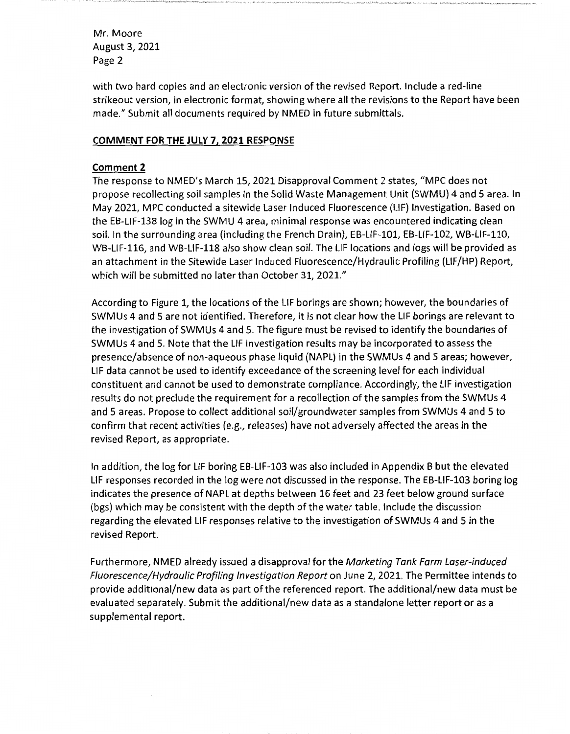with two hard copies and an electronic version of the revised Report. Include a red-line strikeout version, in electronic format, showing where all the revisions to the Report have been made." Submit all documents required by NMED in future submittals.

**COMMENT FOR THE JULY 7, 2021 RESPONSE**

**Comment 2**

The response to NMED's March 15, 2021 Disapproval Comment 2 states, "MPC does not propose recollecting soil samples in the Solid Waste Management Unit (SWMU) 4 and 5 area. In May 2021, MPC conducted a sitewide Laser Induced Fluorescence (LIF) Investigation. Based on the EB-LIF-138 log in the SWMU 4 area, minimal response was encountered indicating clean soil. In the surrounding area (including the French Drain), EB-LIF-101, EB-LIF-102, WB-LIF-110, WB-LIF-116, and WB-LIF-118 also show clean soil. The LIF locations and logs will be provided as an attachment in the Sitewide Laser Induced Fluorescence/Hydraulic Profiling (LIF/HP) Report, which will be submitted no later than October 31, 2021."

According to Figure 1, the locations of the LIF borings are shown; however, the boundaries of SWMUs 4 and 5 are not identified. Therefore, it is not clear how the LIF borings are relevant to the investigation of SWMUs 4 and 5. The figure must be revised to identify the boundaries of SWMUs 4 and 5. Note that the LIF investigation results may be incorporated to assess the presence/absence of non-aqueous phase liquid (NAPL) in the SWMUs 4 and 5 areas; however, LIF data cannot be used to identify exceedance of the screening level for each individual constituent and cannot be used to demonstrate compliance. Accordingly, the LIF investigation results do not preclude the requirement for a recollection of the samples from the SWMUs 4 and 5 areas. Propose to collect additional soil/groundwater samples from SWMUs 4 and 5 to confirm that recent activities (e.g., releases) have not adversely affected the areas in the revised Report, as appropriate.

In addition, the log for LIF boring EB-LIF-103 was also included in Appendix B but the elevated LIF responses recorded in the log were not discussed in the response. The EB-LIF-103 boring log indicates the presence of NAPL at depths between 16 feet and 23 feet below ground surface (bgs) which may be consistent with the depth of the water table. Include the discussion regarding the elevated LIF responses relative to the investigation of SWMUs 4 and 5 in the revised Report.

Furthermore, NMED already issued a disapproval for the *Marketing Tank Farm Laser-induced Fluorescence/Hydraulic Profiling Investigation Report* on June 2, 2021. The Permittee intends to provide additional/new data as part of the referenced report. The additional/new data must be evaluated separately. Submit the additional/new data as a standalone letter report or as a supplemental report.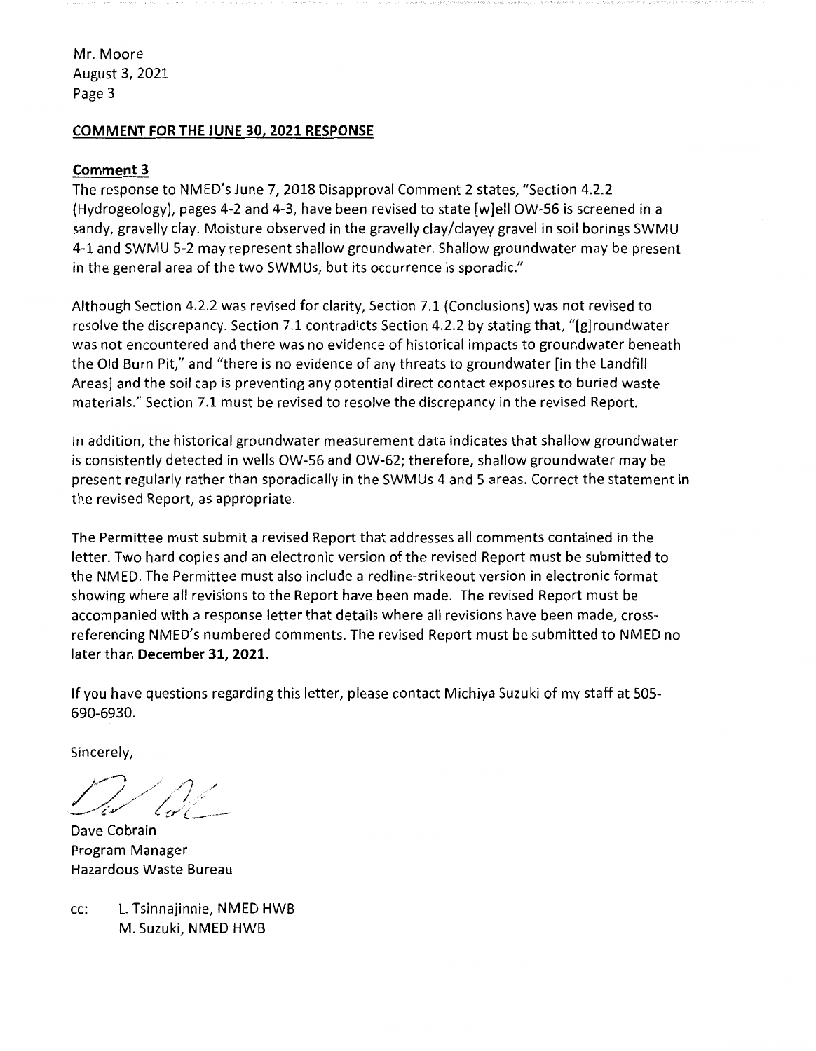Mr. Moore
August 3, 2021
Page 3

**COMMENT FOR THE JUNE 30, 2021 RESPONSE**

**Comment 3**

The response to NMED's June 7, 2018 Disapproval Comment 2 states, "Section 4.2.2 (Hydrogeology), pages 4-2 and 4-3, have been revised to state [w]ell OW-56 is screened in a sandy, gravelly clay. Moisture observed in the gravelly clay/clayey gravel in soil borings SWMU 4-1 and SWMU 5-2 may represent shallow groundwater. Shallow groundwater may be present in the general area of the two SWMUs, but its occurrence is sporadic."

Although Section 4.2.2 was revised for clarity, Section 7.1 (Conclusions) was not revised to resolve the discrepancy. Section 7.1 contradicts Section 4.2.2 by stating that, "[g]roundwater was not encountered and there was no evidence of historical impacts to groundwater beneath the Old Burn Pit," and "there is no evidence of any threats to groundwater [in the Landfill Areas] and the soil cap is preventing any potential direct contact exposures to buried waste materials." Section 7.1 must be revised to resolve the discrepancy in the revised Report.

In addition, the historical groundwater measurement data indicates that shallow groundwater is consistently detected in wells OW-56 and OW-62; therefore, shallow groundwater may be present regularly rather than sporadically in the SWMUs 4 and 5 areas. Correct the statement in the revised Report, as appropriate.

The Permittee must submit a revised Report that addresses all comments contained in the letter. Two hard copies and an electronic version of the revised Report must be submitted to the NMED. The Permittee must also include a redline-strikeout version in electronic format showing where all revisions to the Report have been made. The revised Report must be accompanied with a response letter that details where all revisions have been made, cross-referencing NMED's numbered comments. The revised Report must be submitted to NMED no later than **December 31, 2021.**

If you have questions regarding this letter, please contact Michiya Suzuki of my staff at 505-690-6930.

Sincerely,

Dave Cobrain
Program Manager
Hazardous Waste Bureau

cc: L. Tsinnajinnie, NMED HWB
M. Suzuki, NMED HWB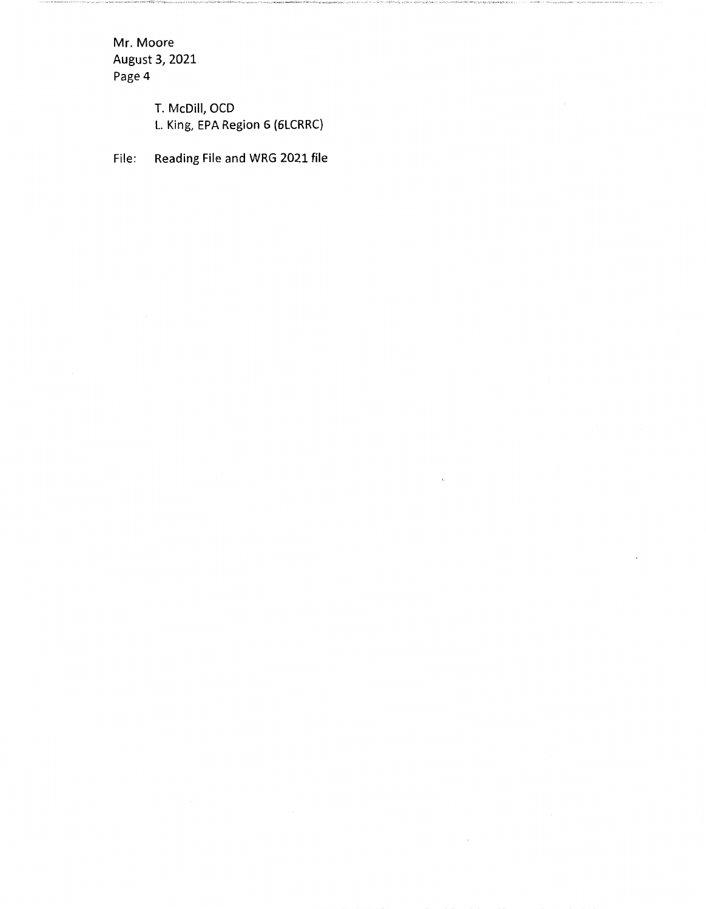T. McDill, OCD
L. King, EPA Region 6 (6LCRRC)

File: Reading File and WRG 2021 file